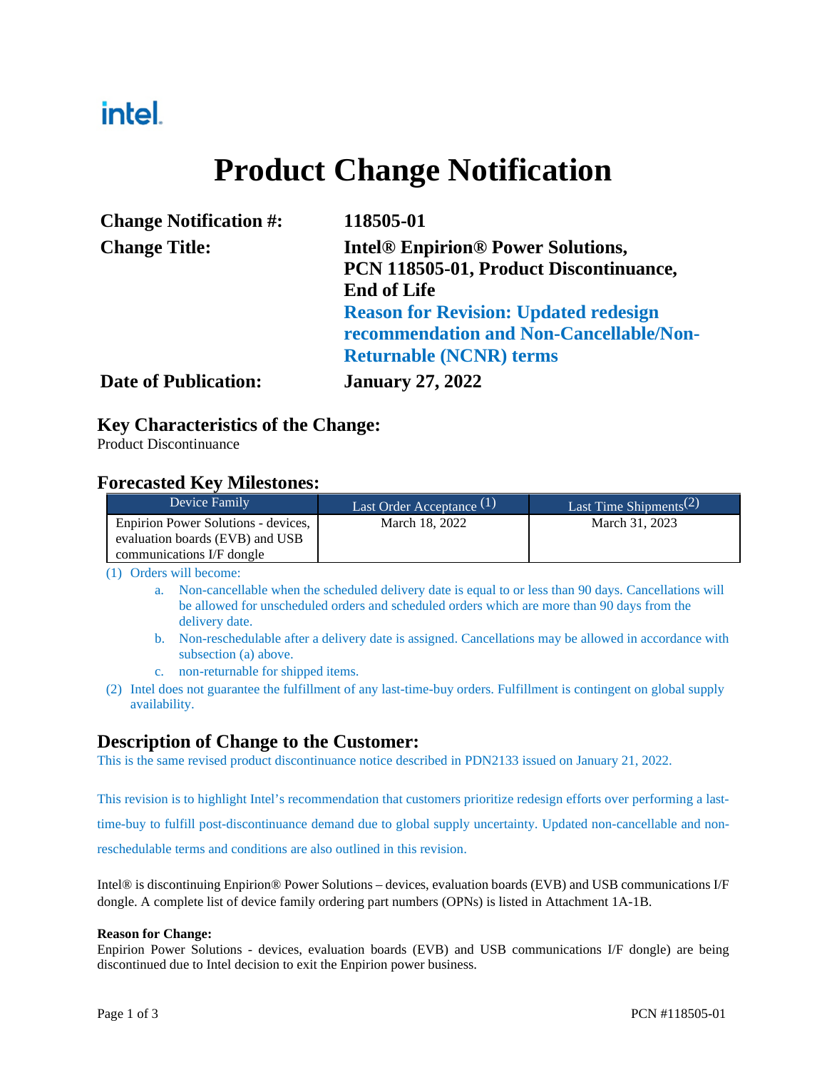intel.

# Product Change Notification

| | |
|---|---|
| **Change Notification #:** | **118505-01** |
| **Change Title:** | **Intel® Enpirion® Power Solutions, PCN 118505-01, Product Discontinuance, End of Life**<br>**Reason for Revision: Updated redesign recommendation and Non-Cancellable/Non-Returnable (NCNR) terms** |
| **Date of Publication:** | **January 27, 2022** |

## Key Characteristics of the Change:

Product Discontinuance

## Forecasted Key Milestones:

| Device Family | Last Order Acceptance (1) | Last Time Shipments(2) |
|---|---|---|
| Enpirion Power Solutions - devices, evaluation boards (EVB) and USB communications I/F dongle | March 18, 2022 | March 31, 2023 |

(1) Orders will become:

  a. Non-cancellable when the scheduled delivery date is equal to or less than 90 days. Cancellations will be allowed for unscheduled orders and scheduled orders which are more than 90 days from the delivery date.
  b. Non-reschedulable after a delivery date is assigned. Cancellations may be allowed in accordance with subsection (a) above.
  c. non-returnable for shipped items.

(2) Intel does not guarantee the fulfillment of any last-time-buy orders. Fulfillment is contingent on global supply availability.

## Description of Change to the Customer:

This is the same revised product discontinuance notice described in PDN2133 issued on January 21, 2022.

This revision is to highlight Intel's recommendation that customers prioritize redesign efforts over performing a last-time-buy to fulfill post-discontinuance demand due to global supply uncertainty. Updated non-cancellable and non-reschedulable terms and conditions are also outlined in this revision.

Intel® is discontinuing Enpirion® Power Solutions – devices, evaluation boards (EVB) and USB communications I/F dongle. A complete list of device family ordering part numbers (OPNs) is listed in Attachment 1A-1B.

**Reason for Change:**

Enpirion Power Solutions - devices, evaluation boards (EVB) and USB communications I/F dongle) are being discontinued due to Intel decision to exit the Enpirion power business.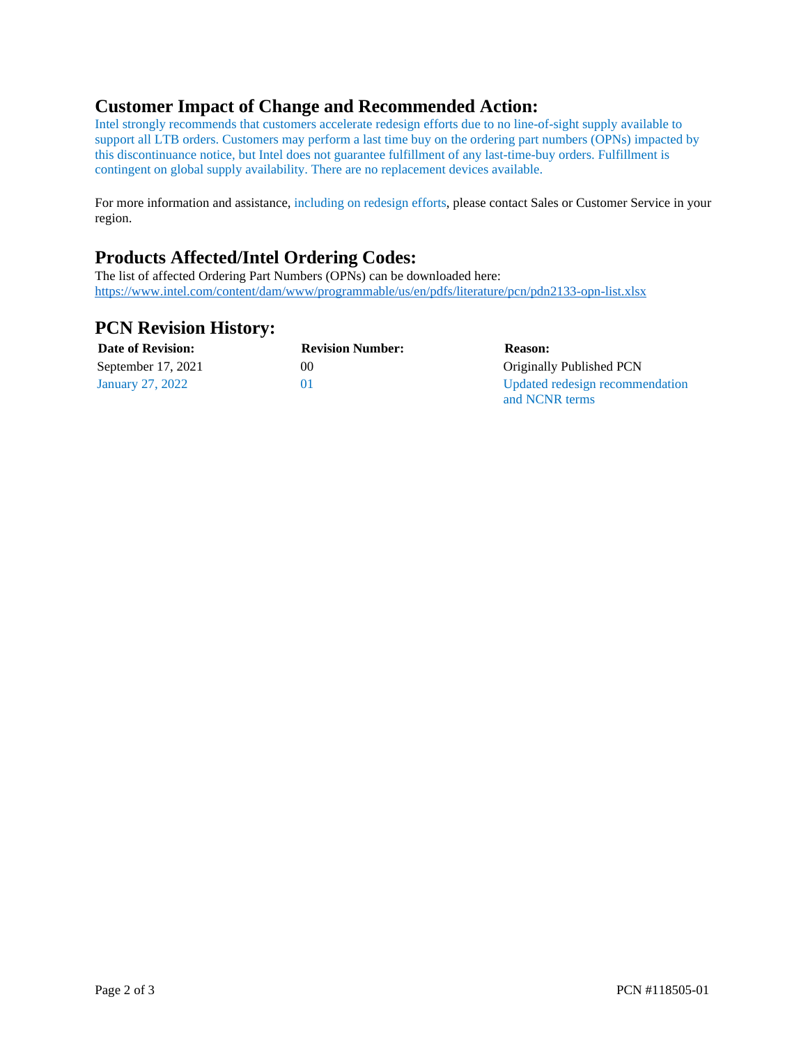## Customer Impact of Change and Recommended Action:

Intel strongly recommends that customers accelerate redesign efforts due to no line-of-sight supply available to support all LTB orders. Customers may perform a last time buy on the ordering part numbers (OPNs) impacted by this discontinuance notice, but Intel does not guarantee fulfillment of any last-time-buy orders. Fulfillment is contingent on global supply availability. There are no replacement devices available.

For more information and assistance, including on redesign efforts, please contact Sales or Customer Service in your region.

## Products Affected/Intel Ordering Codes:

The list of affected Ordering Part Numbers (OPNs) can be downloaded here:
https://www.intel.com/content/dam/www/programmable/us/en/pdfs/literature/pcn/pdn2133-opn-list.xlsx

## PCN Revision History:

| Date of Revision: | Revision Number: | Reason: |
|---|---|---|
| September 17, 2021 | 00 | Originally Published PCN |
| January 27, 2022 | 01 | Updated redesign recommendation and NCNR terms |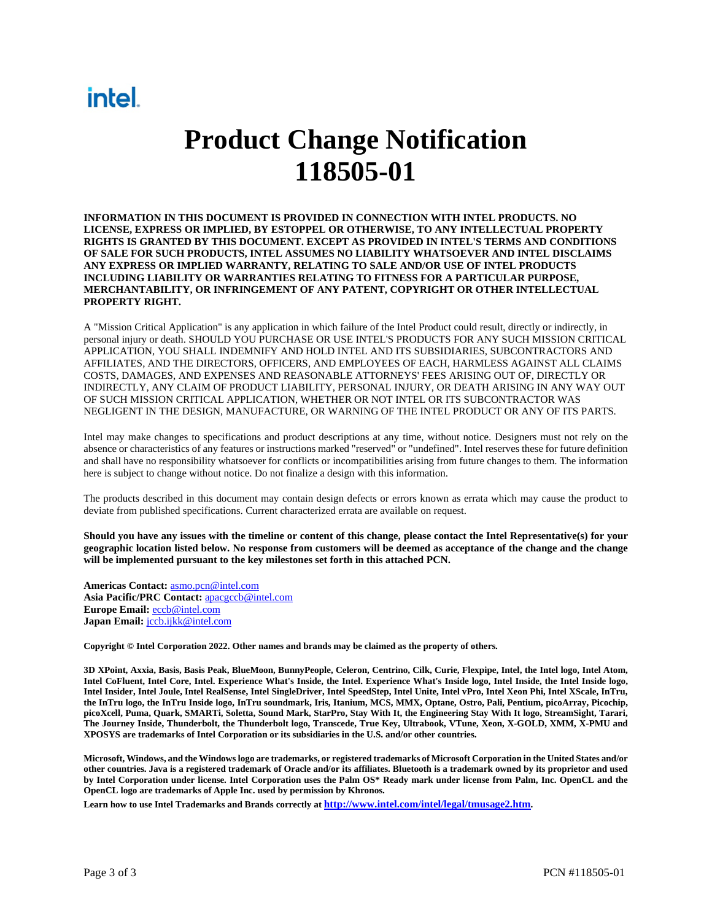intel.

# Product Change Notification 118505-01

**INFORMATION IN THIS DOCUMENT IS PROVIDED IN CONNECTION WITH INTEL PRODUCTS. NO LICENSE, EXPRESS OR IMPLIED, BY ESTOPPEL OR OTHERWISE, TO ANY INTELLECTUAL PROPERTY RIGHTS IS GRANTED BY THIS DOCUMENT. EXCEPT AS PROVIDED IN INTEL'S TERMS AND CONDITIONS OF SALE FOR SUCH PRODUCTS, INTEL ASSUMES NO LIABILITY WHATSOEVER AND INTEL DISCLAIMS ANY EXPRESS OR IMPLIED WARRANTY, RELATING TO SALE AND/OR USE OF INTEL PRODUCTS INCLUDING LIABILITY OR WARRANTIES RELATING TO FITNESS FOR A PARTICULAR PURPOSE, MERCHANTABILITY, OR INFRINGEMENT OF ANY PATENT, COPYRIGHT OR OTHER INTELLECTUAL PROPERTY RIGHT.**

A "Mission Critical Application" is any application in which failure of the Intel Product could result, directly or indirectly, in personal injury or death. SHOULD YOU PURCHASE OR USE INTEL'S PRODUCTS FOR ANY SUCH MISSION CRITICAL APPLICATION, YOU SHALL INDEMNIFY AND HOLD INTEL AND ITS SUBSIDIARIES, SUBCONTRACTORS AND AFFILIATES, AND THE DIRECTORS, OFFICERS, AND EMPLOYEES OF EACH, HARMLESS AGAINST ALL CLAIMS COSTS, DAMAGES, AND EXPENSES AND REASONABLE ATTORNEYS' FEES ARISING OUT OF, DIRECTLY OR INDIRECTLY, ANY CLAIM OF PRODUCT LIABILITY, PERSONAL INJURY, OR DEATH ARISING IN ANY WAY OUT OF SUCH MISSION CRITICAL APPLICATION, WHETHER OR NOT INTEL OR ITS SUBCONTRACTOR WAS NEGLIGENT IN THE DESIGN, MANUFACTURE, OR WARNING OF THE INTEL PRODUCT OR ANY OF ITS PARTS.

Intel may make changes to specifications and product descriptions at any time, without notice. Designers must not rely on the absence or characteristics of any features or instructions marked "reserved" or "undefined". Intel reserves these for future definition and shall have no responsibility whatsoever for conflicts or incompatibilities arising from future changes to them. The information here is subject to change without notice. Do not finalize a design with this information.

The products described in this document may contain design defects or errors known as errata which may cause the product to deviate from published specifications. Current characterized errata are available on request.

**Should you have any issues with the timeline or content of this change, please contact the Intel Representative(s) for your geographic location listed below. No response from customers will be deemed as acceptance of the change and the change will be implemented pursuant to the key milestones set forth in this attached PCN.**

**Americas Contact:** asmo.pcn@intel.com
**Asia Pacific/PRC Contact:** apacgccb@intel.com
**Europe Email:** eccb@intel.com
**Japan Email:** jccb.ijkk@intel.com

**Copyright © Intel Corporation 2022. Other names and brands may be claimed as the property of others.**

**3D XPoint, Axxia, Basis, Basis Peak, BlueMoon, BunnyPeople, Celeron, Centrino, Cilk, Curie, Flexpipe, Intel, the Intel logo, Intel Atom, Intel CoFluent, Intel Core, Intel. Experience What's Inside, the Intel. Experience What's Inside logo, Intel Inside, the Intel Inside logo, Intel Insider, Intel Joule, Intel RealSense, Intel SingleDriver, Intel SpeedStep, Intel Unite, Intel vPro, Intel Xeon Phi, Intel XScale, InTru, the InTru logo, the InTru Inside logo, InTru soundmark, Iris, Itanium, MCS, MMX, Optane, Ostro, Pali, Pentium, picoArray, Picochip, picoXcell, Puma, Quark, SMARTi, Soletta, Sound Mark, StarPro, Stay With It, the Engineering Stay With It logo, StreamSight, Tarari, The Journey Inside, Thunderbolt, the Thunderbolt logo, Transcede, True Key, Ultrabook, VTune, Xeon, X-GOLD, XMM, X-PMU and XPOSYS are trademarks of Intel Corporation or its subsidiaries in the U.S. and/or other countries.**

**Microsoft, Windows, and the Windows logo are trademarks, or registered trademarks of Microsoft Corporation in the United States and/or other countries. Java is a registered trademark of Oracle and/or its affiliates. Bluetooth is a trademark owned by its proprietor and used by Intel Corporation under license. Intel Corporation uses the Palm OS* Ready mark under license from Palm, Inc. OpenCL and the OpenCL logo are trademarks of Apple Inc. used by permission by Khronos.**

**Learn how to use Intel Trademarks and Brands correctly at http://www.intel.com/intel/legal/tmusage2.htm.**